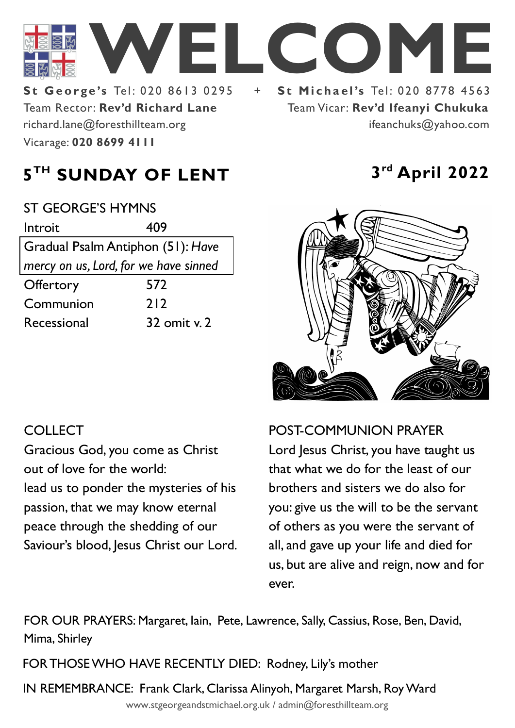# WELCOME

**St George's** Tel: 020 8613 0295 + **St Michael's** Tel: 020 8778 4563

Team Rector: **Rev'd Richard Lane**
richard.lane@foresthillteam.org
Vicarage: **020 8699 4111**

Team Vicar: **Rev'd Ifeanyi Chukuka**
ifeanchuks@yahoo.com

## 5TH SUNDAY OF LENT

**3rd April 2022**

ST GEORGE'S HYMNS

| | |
|---|---|
| Introit | 409 |
| Gradual Psalm Antiphon (51): *Have mercy on us, Lord, for we have sinned* | |
| Offertory | 572 |
| Communion | 212 |
| Recessional | 32 omit v. 2 |

COLLECT

Gracious God, you come as Christ out of love for the world:
lead us to ponder the mysteries of his passion, that we may know eternal peace through the shedding of our Saviour's blood, Jesus Christ our Lord.

POST-COMMUNION PRAYER

Lord Jesus Christ, you have taught us that what we do for the least of our brothers and sisters we do also for you: give us the will to be the servant of others as you were the servant of all, and gave up your life and died for us, but are alive and reign, now and for ever.

FOR OUR PRAYERS: Margaret, Iain, Pete, Lawrence, Sally, Cassius, Rose, Ben, David, Mima, Shirley

FOR THOSE WHO HAVE RECENTLY DIED: Rodney, Lily's mother

IN REMEMBRANCE: Frank Clark, Clarissa Alinyoh, Margaret Marsh, Roy Ward

www.stgeorgeandstmichael.org.uk / admin@foresthillteam.org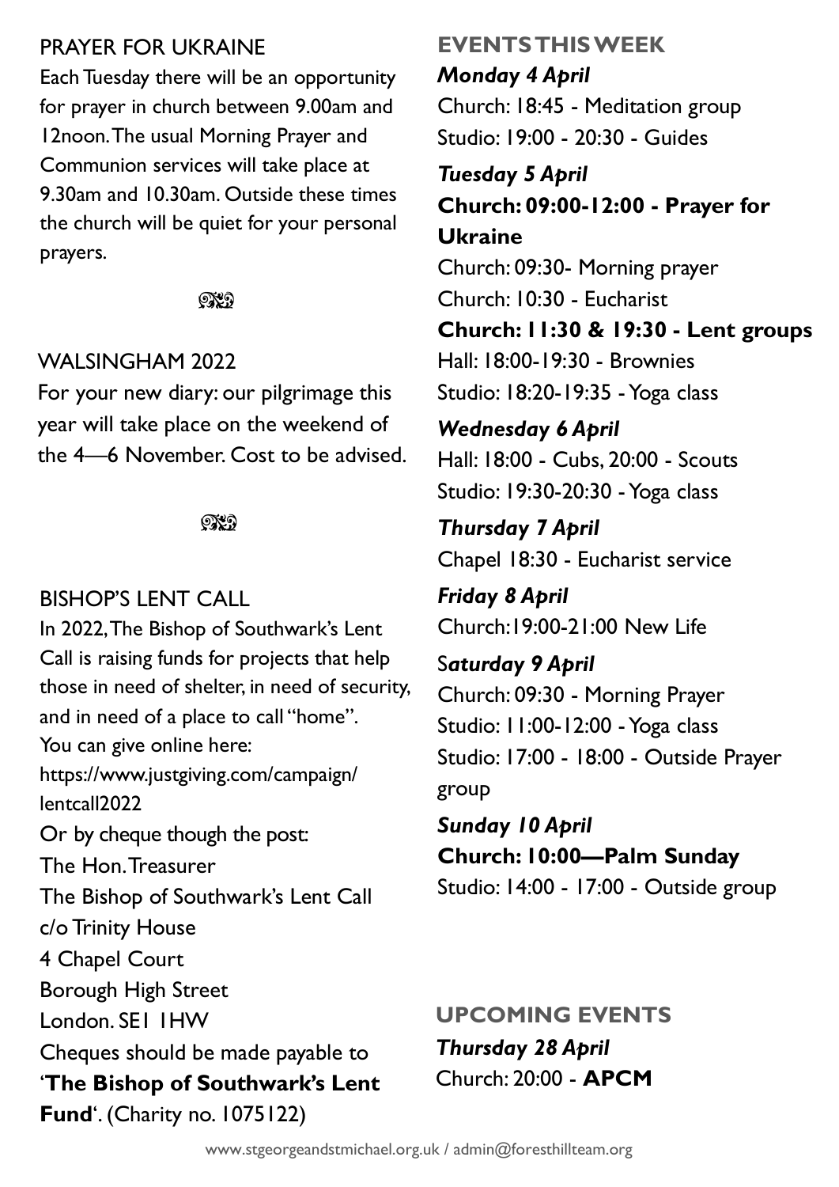## PRAYER FOR UKRAINE

Each Tuesday there will be an opportunity for prayer in church between 9.00am and 12noon. The usual Morning Prayer and Communion services will take place at 9.30am and 10.30am. Outside these times the church will be quiet for your personal prayers.

## WALSINGHAM 2022

For your new diary: our pilgrimage this year will take place on the weekend of the 4—6 November. Cost to be advised.

## BISHOP'S LENT CALL

In 2022, The Bishop of Southwark's Lent Call is raising funds for projects that help those in need of shelter, in need of security, and in need of a place to call "home".

You can give online here:
https://www.justgiving.com/campaign/lentcall2022

Or by cheque though the post:
The Hon. Treasurer
The Bishop of Southwark's Lent Call
c/o Trinity House
4 Chapel Court
Borough High Street
London. SE1 1HW

Cheques should be made payable to '**The Bishop of Southwark's Lent Fund**'. (Charity no. 1075122)

## EVENTS THIS WEEK

***Monday 4 April***

Church: 18:45 - Meditation group
Studio: 19:00 - 20:30 - Guides

***Tuesday 5 April***

**Church: 09:00-12:00 - Prayer for Ukraine**
Church: 09:30- Morning prayer
Church: 10:30 - Eucharist
**Church: 11:30 & 19:30 - Lent groups**
Hall: 18:00-19:30 - Brownies
Studio: 18:20-19:35 - Yoga class

***Wednesday 6 April***

Hall: 18:00 - Cubs, 20:00 - Scouts
Studio: 19:30-20:30 - Yoga class

***Thursday 7 April***

Chapel 18:30 - Eucharist service

***Friday 8 April***

Church:19:00-21:00 New Life

***Saturday 9 April***

Church: 09:30 - Morning Prayer
Studio: 11:00-12:00 - Yoga class
Studio: 17:00 - 18:00 - Outside Prayer group

***Sunday 10 April***

**Church: 10:00—Palm Sunday**
Studio: 14:00 - 17:00 - Outside group

## UPCOMING EVENTS

***Thursday 28 April***

Church: 20:00 - **APCM**

www.stgeorgeandstmichael.org.uk / admin@foresthillteam.org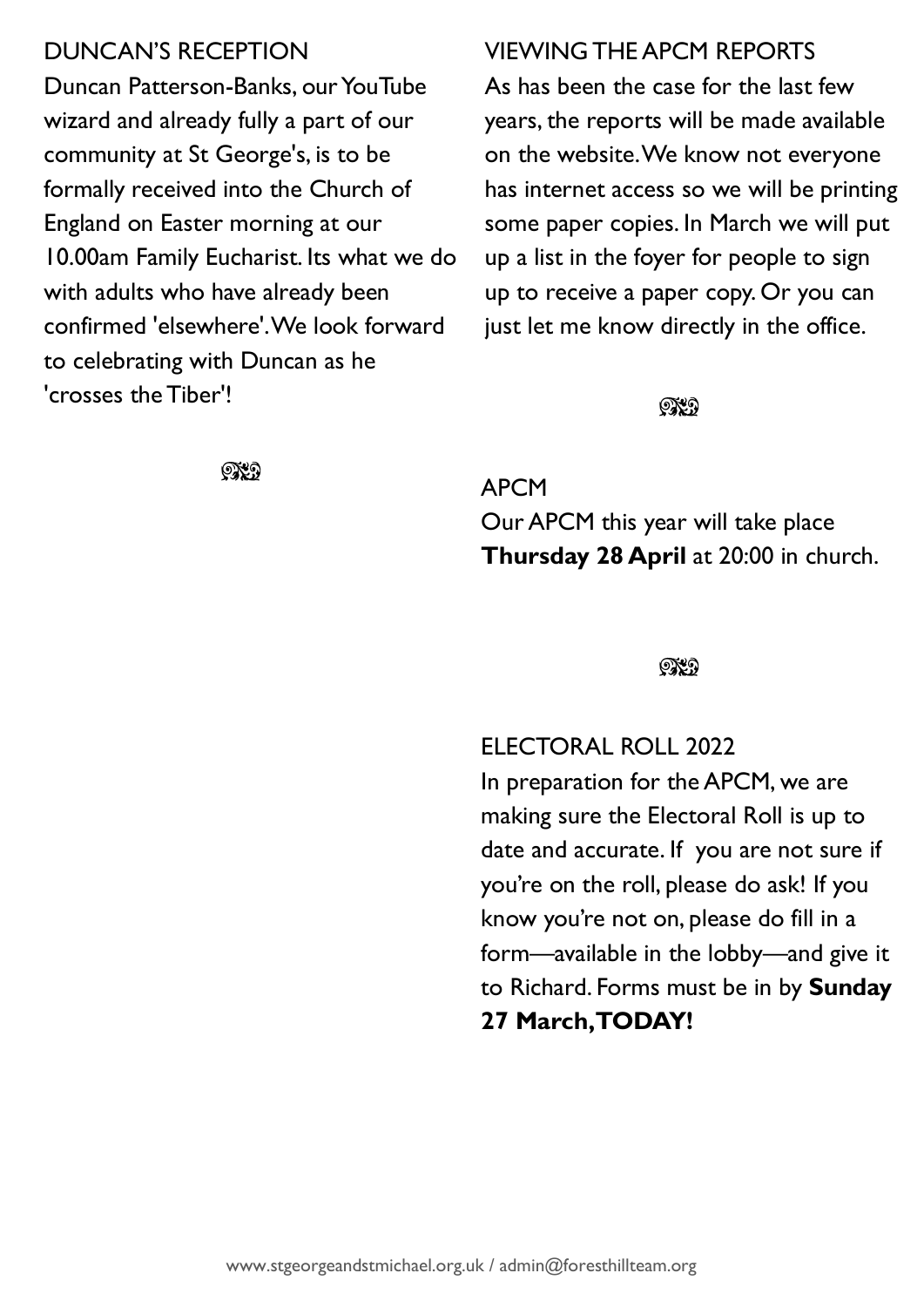## DUNCAN'S RECEPTION

Duncan Patterson-Banks, our YouTube wizard and already fully a part of our community at St George's, is to be formally received into the Church of England on Easter morning at our 10.00am Family Eucharist. Its what we do with adults who have already been confirmed 'elsewhere'. We look forward to celebrating with Duncan as he 'crosses the Tiber'!

## VIEWING THE APCM REPORTS

As has been the case for the last few years, the reports will be made available on the website. We know not everyone has internet access so we will be printing some paper copies. In March we will put up a list in the foyer for people to sign up to receive a paper copy. Or you can just let me know directly in the office.

## APCM

Our APCM this year will take place **Thursday 28 April** at 20:00 in church.

## ELECTORAL ROLL 2022

In preparation for the APCM, we are making sure the Electoral Roll is up to date and accurate. If you are not sure if you're on the roll, please do ask! If you know you're not on, please do fill in a form—available in the lobby—and give it to Richard. Forms must be in by **Sunday 27 March, TODAY!**

www.stgeorgeandstmichael.org.uk / admin@foresthillteam.org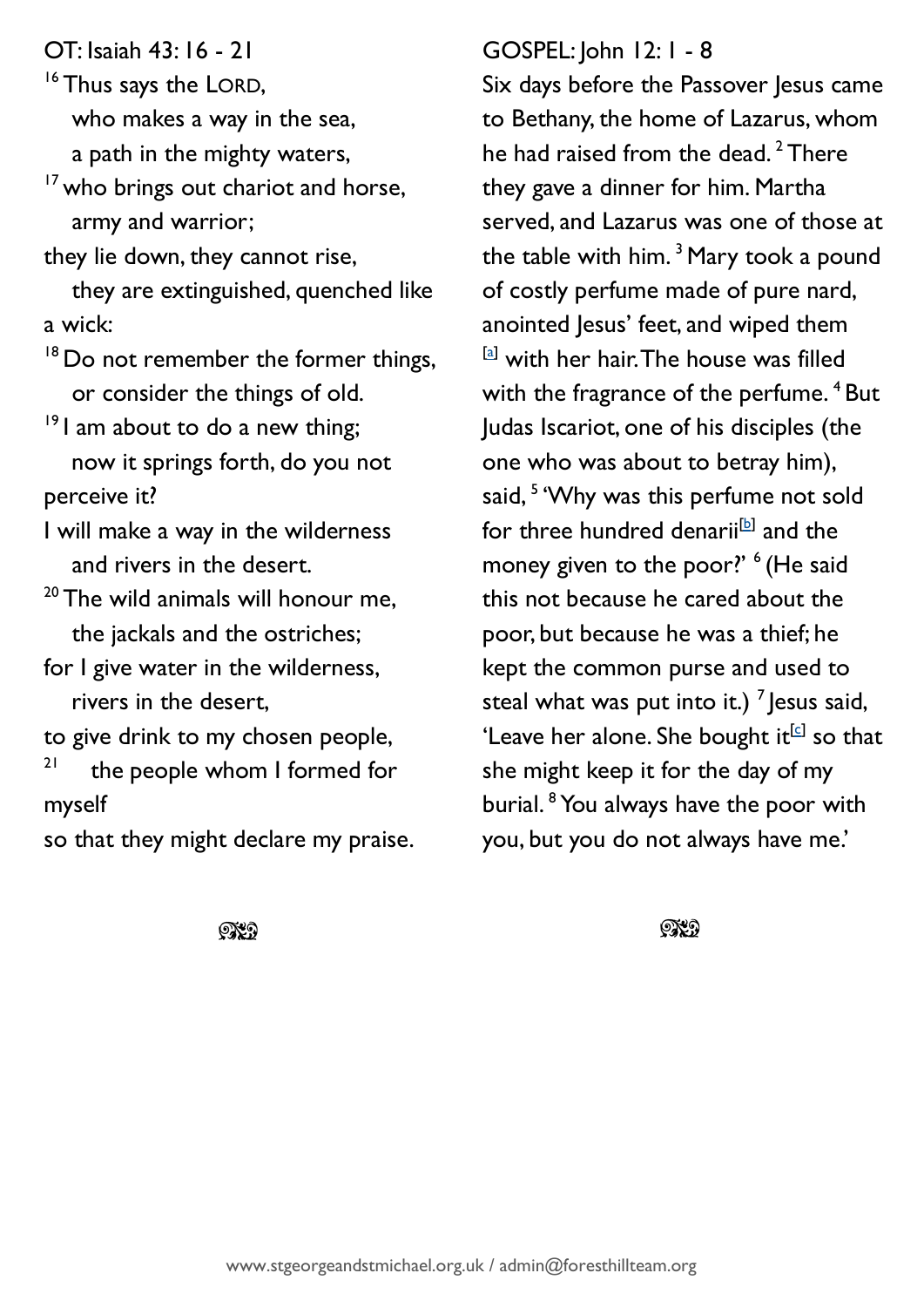OT: Isaiah 43: 16 - 21

[16] Thus says the LORD,
who makes a way in the sea,
a path in the mighty waters,
[17] who brings out chariot and horse,
army and warrior;
they lie down, they cannot rise,
they are extinguished, quenched like a wick:
[18] Do not remember the former things,
or consider the things of old.
[19] I am about to do a new thing;
now it springs forth, do you not perceive it?
I will make a way in the wilderness
and rivers in the desert.
[20] The wild animals will honour me,
the jackals and the ostriches;
for I give water in the wilderness,
rivers in the desert,
to give drink to my chosen people,
[21] the people whom I formed for myself
so that they might declare my praise.

GOSPEL: John 12: 1 - 8

Six days before the Passover Jesus came to Bethany, the home of Lazarus, whom he had raised from the dead. [2] There they gave a dinner for him. Martha served, and Lazarus was one of those at the table with him. [3] Mary took a pound of costly perfume made of pure nard, anointed Jesus' feet, and wiped them [a] with her hair. The house was filled with the fragrance of the perfume. [4] But Judas Iscariot, one of his disciples (the one who was about to betray him), said, [5] 'Why was this perfume not sold for three hundred denarii[b] and the money given to the poor?' [6] (He said this not because he cared about the poor, but because he was a thief; he kept the common purse and used to steal what was put into it.) [7] Jesus said, 'Leave her alone. She bought it[c] so that she might keep it for the day of my burial. [8] You always have the poor with you, but you do not always have me.'

www.stgeorgeandstmichael.org.uk / admin@foresthillteam.org